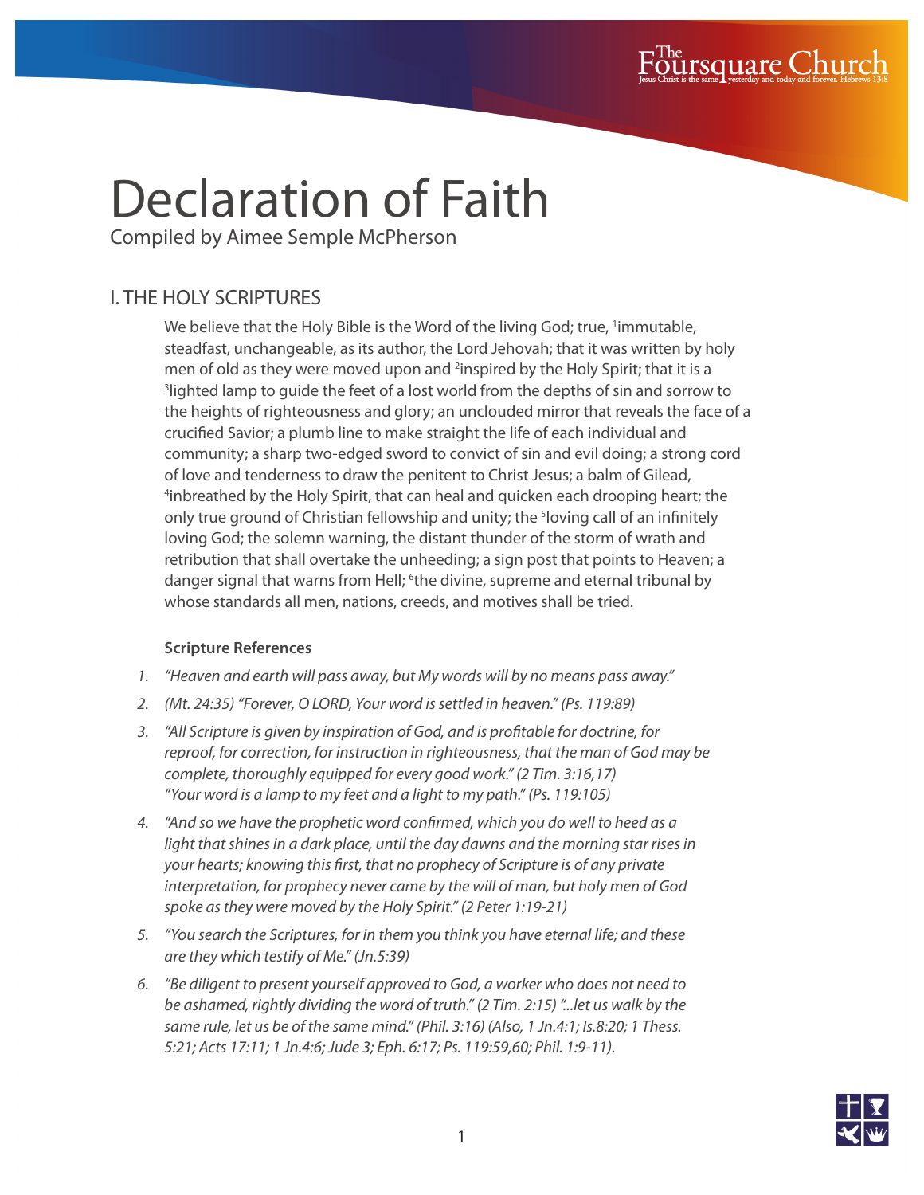# Declaration of Faith

Compiled by Aimee Semple McPherson

## I. THE HOLY SCRIPTURES

We believe that the Holy Bible is the Word of the living God; true, [1]immutable, steadfast, unchangeable, as its author, the Lord Jehovah; that it was written by holy men of old as they were moved upon and [2]inspired by the Holy Spirit; that it is a [3]lighted lamp to guide the feet of a lost world from the depths of sin and sorrow to the heights of righteousness and glory; an unclouded mirror that reveals the face of a crucified Savior; a plumb line to make straight the life of each individual and community; a sharp two-edged sword to convict of sin and evil doing; a strong cord of love and tenderness to draw the penitent to Christ Jesus; a balm of Gilead, [4]inbreathed by the Holy Spirit, that can heal and quicken each drooping heart; the only true ground of Christian fellowship and unity; the [5]loving call of an infinitely loving God; the solemn warning, the distant thunder of the storm of wrath and retribution that shall overtake the unheeding; a sign post that points to Heaven; a danger signal that warns from Hell; [6]the divine, supreme and eternal tribunal by whose standards all men, nations, creeds, and motives shall be tried.

**Scripture References**

1. *"Heaven and earth will pass away, but My words will by no means pass away."*
2. *(Mt. 24:35) "Forever, O LORD, Your word is settled in heaven." (Ps. 119:89)*
3. *"All Scripture is given by inspiration of God, and is profitable for doctrine, for reproof, for correction, for instruction in righteousness, that the man of God may be complete, thoroughly equipped for every good work." (2 Tim. 3:16,17) "Your word is a lamp to my feet and a light to my path." (Ps. 119:105)*
4. *"And so we have the prophetic word confirmed, which you do well to heed as a light that shines in a dark place, until the day dawns and the morning star rises in your hearts; knowing this first, that no prophecy of Scripture is of any private interpretation, for prophecy never came by the will of man, but holy men of God spoke as they were moved by the Holy Spirit." (2 Peter 1:19-21)*
5. *"You search the Scriptures, for in them you think you have eternal life; and these are they which testify of Me." (Jn.5:39)*
6. *"Be diligent to present yourself approved to God, a worker who does not need to be ashamed, rightly dividing the word of truth." (2 Tim. 2:15) "...let us walk by the same rule, let us be of the same mind." (Phil. 3:16) (Also, 1 Jn.4:1; Is.8:20; 1 Thess. 5:21; Acts 17:11; 1 Jn.4:6; Jude 3; Eph. 6:17; Ps. 119:59,60; Phil. 1:9-11).*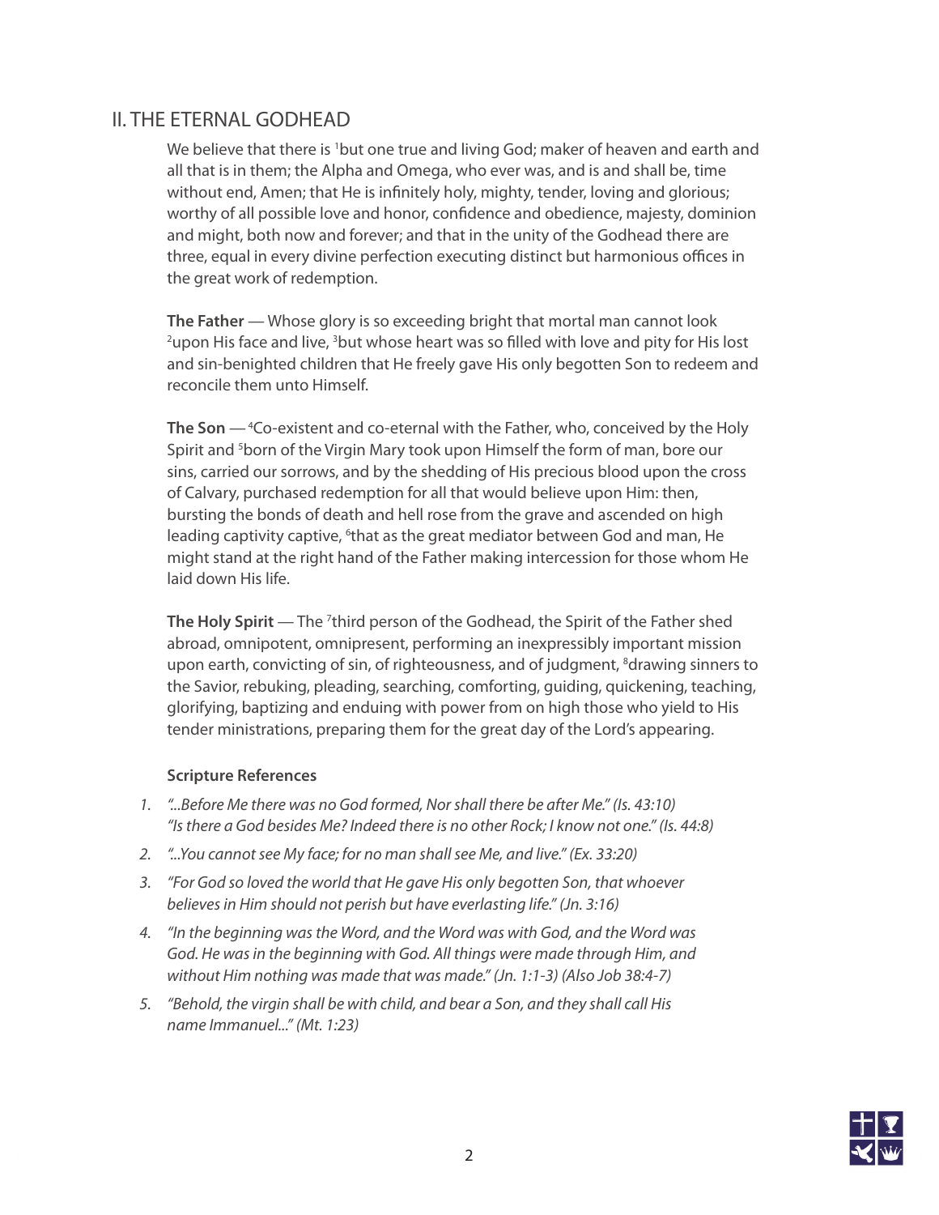## II. THE ETERNAL GODHEAD

We believe that there is [1]but one true and living God; maker of heaven and earth and all that is in them; the Alpha and Omega, who ever was, and is and shall be, time without end, Amen; that He is infinitely holy, mighty, tender, loving and glorious; worthy of all possible love and honor, confidence and obedience, majesty, dominion and might, both now and forever; and that in the unity of the Godhead there are three, equal in every divine perfection executing distinct but harmonious offices in the great work of redemption.

**The Father** — Whose glory is so exceeding bright that mortal man cannot look [2]upon His face and live, [3]but whose heart was so filled with love and pity for His lost and sin-benighted children that He freely gave His only begotten Son to redeem and reconcile them unto Himself.

**The Son** — [4]Co-existent and co-eternal with the Father, who, conceived by the Holy Spirit and [5]born of the Virgin Mary took upon Himself the form of man, bore our sins, carried our sorrows, and by the shedding of His precious blood upon the cross of Calvary, purchased redemption for all that would believe upon Him: then, bursting the bonds of death and hell rose from the grave and ascended on high leading captivity captive, [6]that as the great mediator between God and man, He might stand at the right hand of the Father making intercession for those whom He laid down His life.

**The Holy Spirit** — The [7]third person of the Godhead, the Spirit of the Father shed abroad, omnipotent, omnipresent, performing an inexpressibly important mission upon earth, convicting of sin, of righteousness, and of judgment, [8]drawing sinners to the Savior, rebuking, pleading, searching, comforting, guiding, quickening, teaching, glorifying, baptizing and enduing with power from on high those who yield to His tender ministrations, preparing them for the great day of the Lord's appearing.

**Scripture References**

1. *"...Before Me there was no God formed, Nor shall there be after Me." (Is. 43:10)*
   *"Is there a God besides Me? Indeed there is no other Rock; I know not one." (Is. 44:8)*
2. *"...You cannot see My face; for no man shall see Me, and live." (Ex. 33:20)*
3. *"For God so loved the world that He gave His only begotten Son, that whoever believes in Him should not perish but have everlasting life." (Jn. 3:16)*
4. *"In the beginning was the Word, and the Word was with God, and the Word was God. He was in the beginning with God. All things were made through Him, and without Him nothing was made that was made." (Jn. 1:1-3) (Also Job 38:4-7)*
5. *"Behold, the virgin shall be with child, and bear a Son, and they shall call His name Immanuel..." (Mt. 1:23)*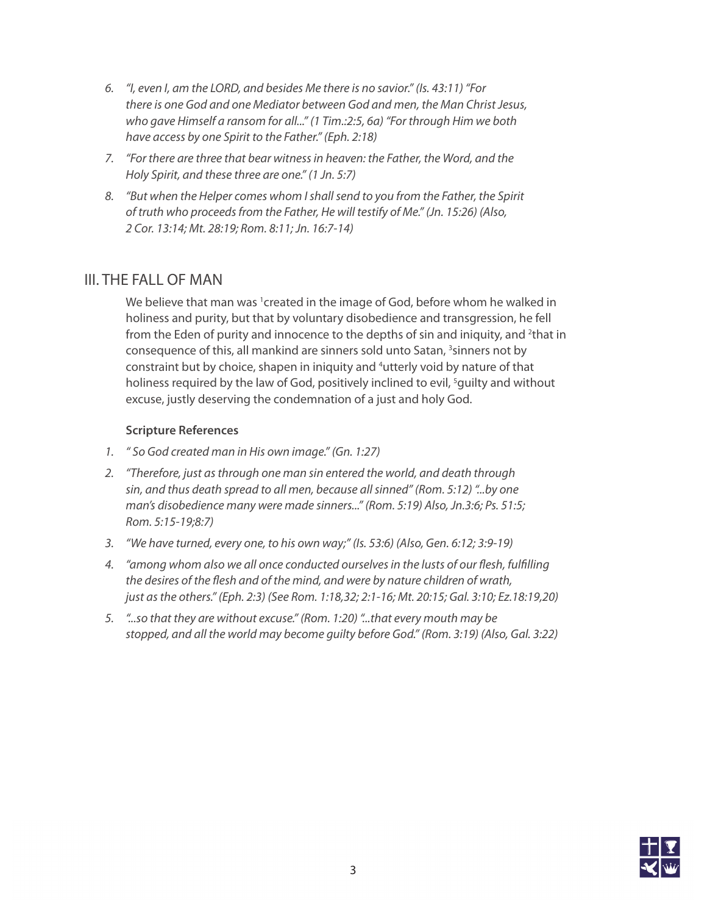6. *"I, even I, am the LORD, and besides Me there is no savior." (Is. 43:11) "For there is one God and one Mediator between God and men, the Man Christ Jesus, who gave Himself a ransom for all..." (1 Tim.:2:5, 6a) "For through Him we both have access by one Spirit to the Father." (Eph. 2:18)*

7. *"For there are three that bear witness in heaven: the Father, the Word, and the Holy Spirit, and these three are one." (1 Jn. 5:7)*

8. *"But when the Helper comes whom I shall send to you from the Father, the Spirit of truth who proceeds from the Father, He will testify of Me." (Jn. 15:26) (Also, 2 Cor. 13:14; Mt. 28:19; Rom. 8:11; Jn. 16:7-14)*

## III. THE FALL OF MAN

We believe that man was [1]created in the image of God, before whom he walked in holiness and purity, but that by voluntary disobedience and transgression, he fell from the Eden of purity and innocence to the depths of sin and iniquity, and [2]that in consequence of this, all mankind are sinners sold unto Satan, [3]sinners not by constraint but by choice, shapen in iniquity and [4]utterly void by nature of that holiness required by the law of God, positively inclined to evil, [5]guilty and without excuse, justly deserving the condemnation of a just and holy God.

**Scripture References**

1. *" So God created man in His own image." (Gn. 1:27)*

2. *"Therefore, just as through one man sin entered the world, and death through sin, and thus death spread to all men, because all sinned" (Rom. 5:12) "...by one man's disobedience many were made sinners..." (Rom. 5:19) Also, Jn.3:6; Ps. 51:5; Rom. 5:15-19;8:7)*

3. *"We have turned, every one, to his own way;" (Is. 53:6) (Also, Gen. 6:12; 3:9-19)*

4. *"among whom also we all once conducted ourselves in the lusts of our flesh, fulfilling the desires of the flesh and of the mind, and were by nature children of wrath, just as the others." (Eph. 2:3) (See Rom. 1:18,32; 2:1-16; Mt. 20:15; Gal. 3:10; Ez.18:19,20)*

5. *"...so that they are without excuse." (Rom. 1:20) "...that every mouth may be stopped, and all the world may become guilty before God." (Rom. 3:19) (Also, Gal. 3:22)*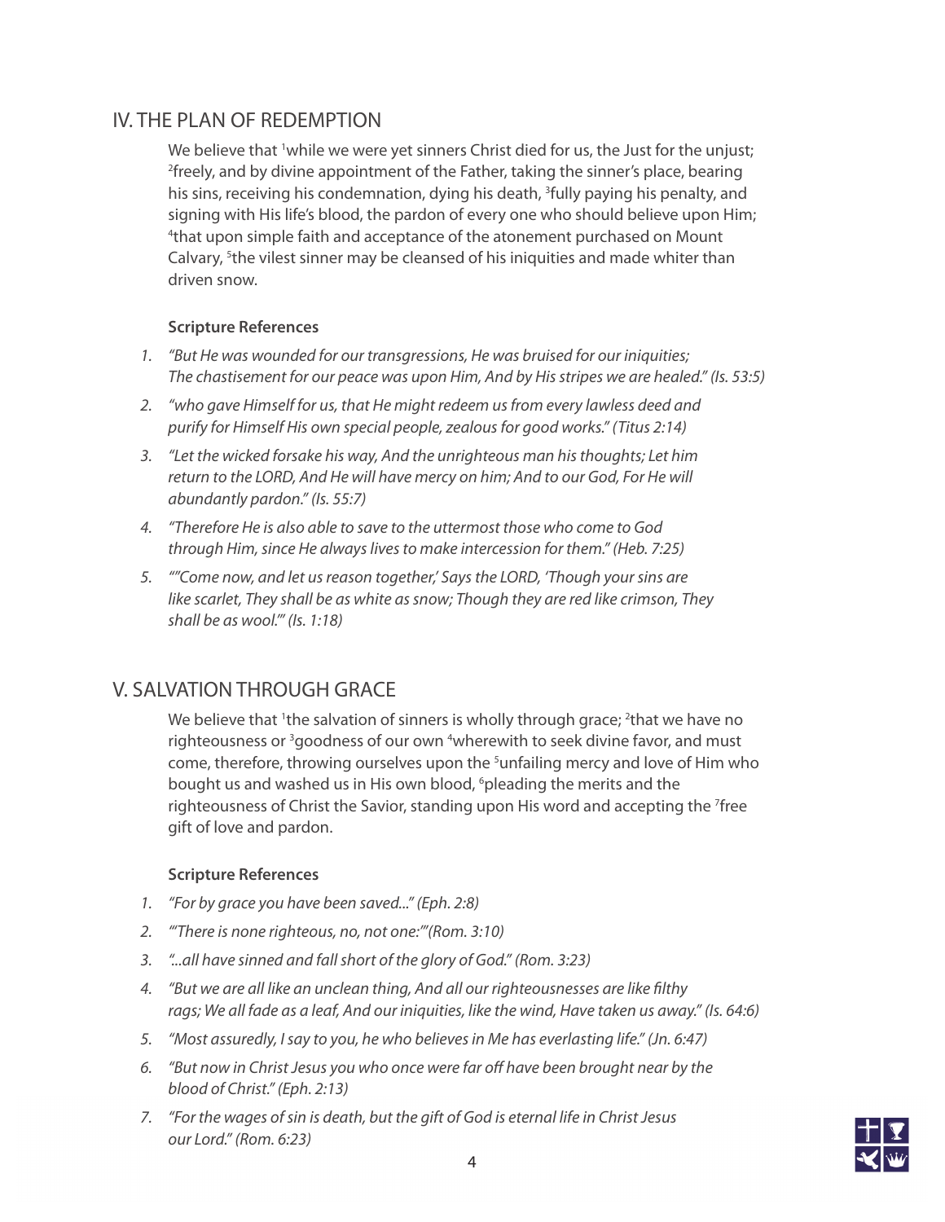## IV. THE PLAN OF REDEMPTION

We believe that [1]while we were yet sinners Christ died for us, the Just for the unjust; [2]freely, and by divine appointment of the Father, taking the sinner's place, bearing his sins, receiving his condemnation, dying his death, [3]fully paying his penalty, and signing with His life's blood, the pardon of every one who should believe upon Him; [4]that upon simple faith and acceptance of the atonement purchased on Mount Calvary, [5]the vilest sinner may be cleansed of his iniquities and made whiter than driven snow.

**Scripture References**

1. *"But He was wounded for our transgressions, He was bruised for our iniquities; The chastisement for our peace was upon Him, And by His stripes we are healed." (Is. 53:5)*
2. *"who gave Himself for us, that He might redeem us from every lawless deed and purify for Himself His own special people, zealous for good works." (Titus 2:14)*
3. *"Let the wicked forsake his way, And the unrighteous man his thoughts; Let him return to the LORD, And He will have mercy on him; And to our God, For He will abundantly pardon." (Is. 55:7)*
4. *"Therefore He is also able to save to the uttermost those who come to God through Him, since He always lives to make intercession for them." (Heb. 7:25)*
5. *""Come now, and let us reason together,' Says the LORD, 'Though your sins are like scarlet, They shall be as white as snow; Though they are red like crimson, They shall be as wool.'" (Is. 1:18)*

## V. SALVATION THROUGH GRACE

We believe that [1]the salvation of sinners is wholly through grace; [2]that we have no righteousness or [3]goodness of our own [4]wherewith to seek divine favor, and must come, therefore, throwing ourselves upon the [5]unfailing mercy and love of Him who bought us and washed us in His own blood, [6]pleading the merits and the righteousness of Christ the Savior, standing upon His word and accepting the [7]free gift of love and pardon.

**Scripture References**

1. *"For by grace you have been saved..." (Eph. 2:8)*
2. *"'There is none righteous, no, not one:'"(Rom. 3:10)*
3. *"...all have sinned and fall short of the glory of God." (Rom. 3:23)*
4. *"But we are all like an unclean thing, And all our righteousnesses are like filthy rags; We all fade as a leaf, And our iniquities, like the wind, Have taken us away." (Is. 64:6)*
5. *"Most assuredly, I say to you, he who believes in Me has everlasting life." (Jn. 6:47)*
6. *"But now in Christ Jesus you who once were far off have been brought near by the blood of Christ." (Eph. 2:13)*
7. *"For the wages of sin is death, but the gift of God is eternal life in Christ Jesus our Lord." (Rom. 6:23)*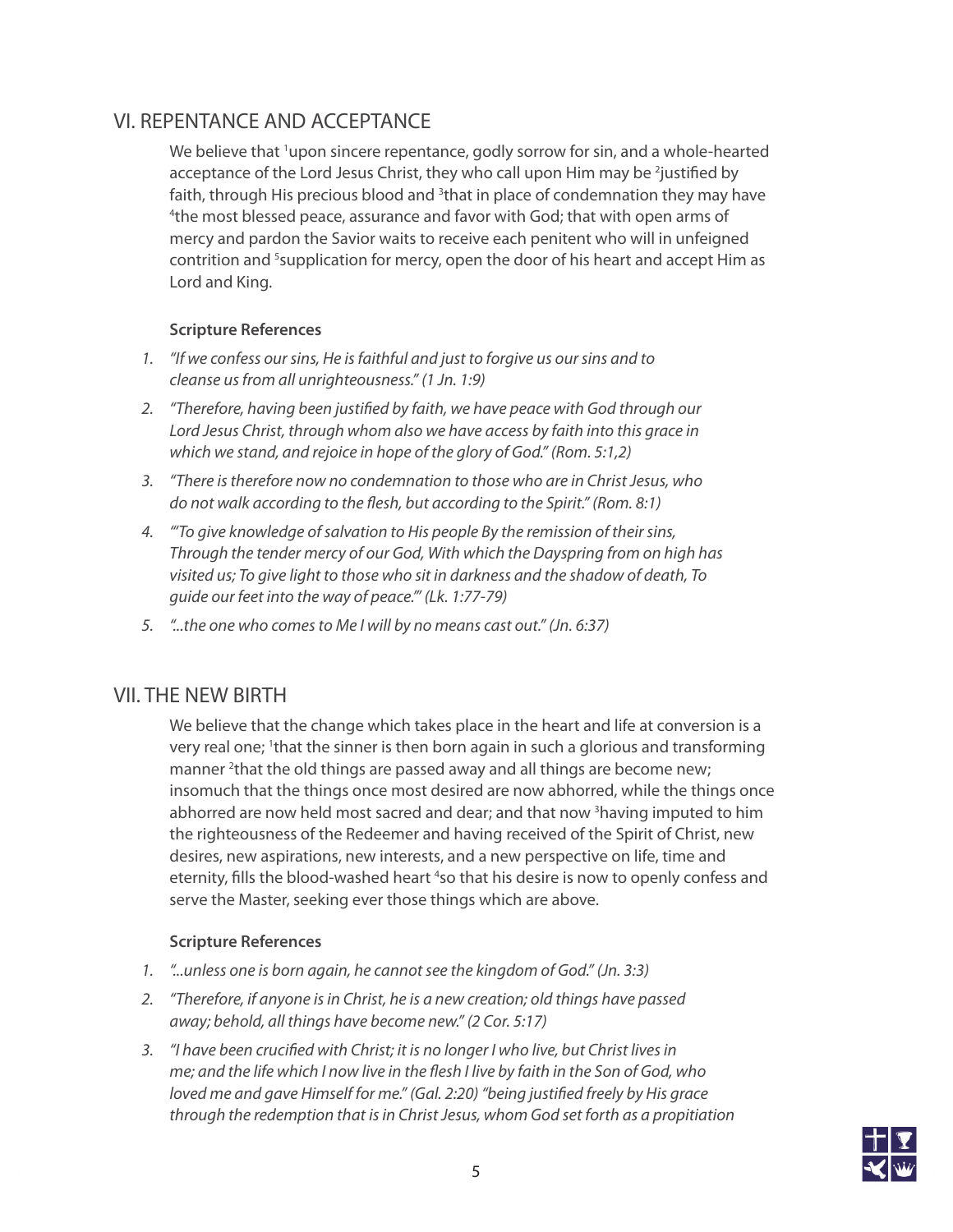## VI. REPENTANCE AND ACCEPTANCE

We believe that [1]upon sincere repentance, godly sorrow for sin, and a whole-hearted acceptance of the Lord Jesus Christ, they who call upon Him may be [2]justified by faith, through His precious blood and [3]that in place of condemnation they may have [4]the most blessed peace, assurance and favor with God; that with open arms of mercy and pardon the Savior waits to receive each penitent who will in unfeigned contrition and [5]supplication for mercy, open the door of his heart and accept Him as Lord and King.

**Scripture References**

1. *"If we confess our sins, He is faithful and just to forgive us our sins and to cleanse us from all unrighteousness." (1 Jn. 1:9)*
2. *"Therefore, having been justified by faith, we have peace with God through our Lord Jesus Christ, through whom also we have access by faith into this grace in which we stand, and rejoice in hope of the glory of God." (Rom. 5:1,2)*
3. *"There is therefore now no condemnation to those who are in Christ Jesus, who do not walk according to the flesh, but according to the Spirit." (Rom. 8:1)*
4. *"'To give knowledge of salvation to His people By the remission of their sins, Through the tender mercy of our God, With which the Dayspring from on high has visited us; To give light to those who sit in darkness and the shadow of death, To guide our feet into the way of peace.'" (Lk. 1:77-79)*
5. *"...the one who comes to Me I will by no means cast out." (Jn. 6:37)*

## VII. THE NEW BIRTH

We believe that the change which takes place in the heart and life at conversion is a very real one; [1]that the sinner is then born again in such a glorious and transforming manner [2]that the old things are passed away and all things are become new; insomuch that the things once most desired are now abhorred, while the things once abhorred are now held most sacred and dear; and that now [3]having imputed to him the righteousness of the Redeemer and having received of the Spirit of Christ, new desires, new aspirations, new interests, and a new perspective on life, time and eternity, fills the blood-washed heart [4]so that his desire is now to openly confess and serve the Master, seeking ever those things which are above.

**Scripture References**

1. *"...unless one is born again, he cannot see the kingdom of God." (Jn. 3:3)*
2. *"Therefore, if anyone is in Christ, he is a new creation; old things have passed away; behold, all things have become new." (2 Cor. 5:17)*
3. *"I have been crucified with Christ; it is no longer I who live, but Christ lives in me; and the life which I now live in the flesh I live by faith in the Son of God, who loved me and gave Himself for me." (Gal. 2:20) "being justified freely by His grace through the redemption that is in Christ Jesus, whom God set forth as a propitiation*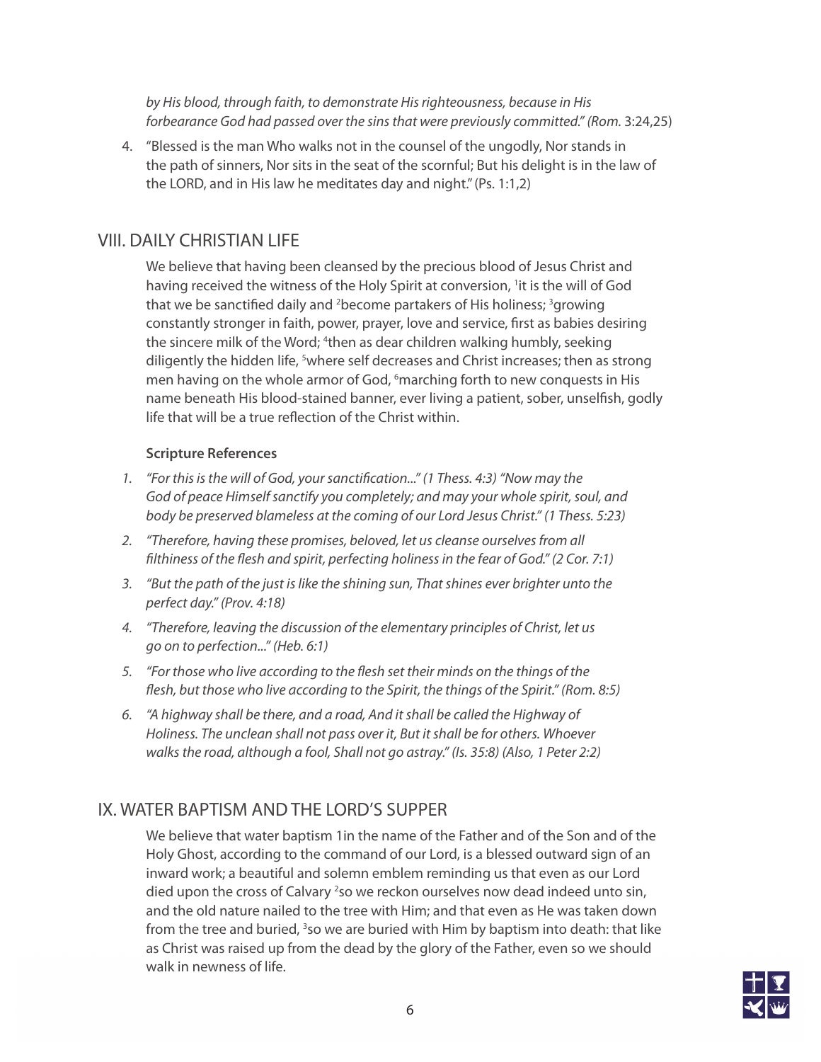*by His blood, through faith, to demonstrate His righteousness, because in His forbearance God had passed over the sins that were previously committed." (Rom.* 3:24,25)

4. "Blessed is the man Who walks not in the counsel of the ungodly, Nor stands in the path of sinners, Nor sits in the seat of the scornful; But his delight is in the law of the LORD, and in His law he meditates day and night." (Ps. 1:1,2)

## VIII. DAILY CHRISTIAN LIFE

We believe that having been cleansed by the precious blood of Jesus Christ and having received the witness of the Holy Spirit at conversion, [1]it is the will of God that we be sanctified daily and [2]become partakers of His holiness; [3]growing constantly stronger in faith, power, prayer, love and service, first as babies desiring the sincere milk of the Word; [4]then as dear children walking humbly, seeking diligently the hidden life, [5]where self decreases and Christ increases; then as strong men having on the whole armor of God, [6]marching forth to new conquests in His name beneath His blood-stained banner, ever living a patient, sober, unselfish, godly life that will be a true reflection of the Christ within.

**Scripture References**

1. *"For this is the will of God, your sanctification..." (1 Thess. 4:3) "Now may the God of peace Himself sanctify you completely; and may your whole spirit, soul, and body be preserved blameless at the coming of our Lord Jesus Christ." (1 Thess. 5:23)*
2. *"Therefore, having these promises, beloved, let us cleanse ourselves from all filthiness of the flesh and spirit, perfecting holiness in the fear of God." (2 Cor. 7:1)*
3. *"But the path of the just is like the shining sun, That shines ever brighter unto the perfect day." (Prov. 4:18)*
4. *"Therefore, leaving the discussion of the elementary principles of Christ, let us go on to perfection..." (Heb. 6:1)*
5. *"For those who live according to the flesh set their minds on the things of the flesh, but those who live according to the Spirit, the things of the Spirit." (Rom. 8:5)*
6. *"A highway shall be there, and a road, And it shall be called the Highway of Holiness. The unclean shall not pass over it, But it shall be for others. Whoever walks the road, although a fool, Shall not go astray." (Is. 35:8) (Also, 1 Peter 2:2)*

## IX. WATER BAPTISM AND THE LORD'S SUPPER

We believe that water baptism 1in the name of the Father and of the Son and of the Holy Ghost, according to the command of our Lord, is a blessed outward sign of an inward work; a beautiful and solemn emblem reminding us that even as our Lord died upon the cross of Calvary [2]so we reckon ourselves now dead indeed unto sin, and the old nature nailed to the tree with Him; and that even as He was taken down from the tree and buried, [3]so we are buried with Him by baptism into death: that like as Christ was raised up from the dead by the glory of the Father, even so we should walk in newness of life.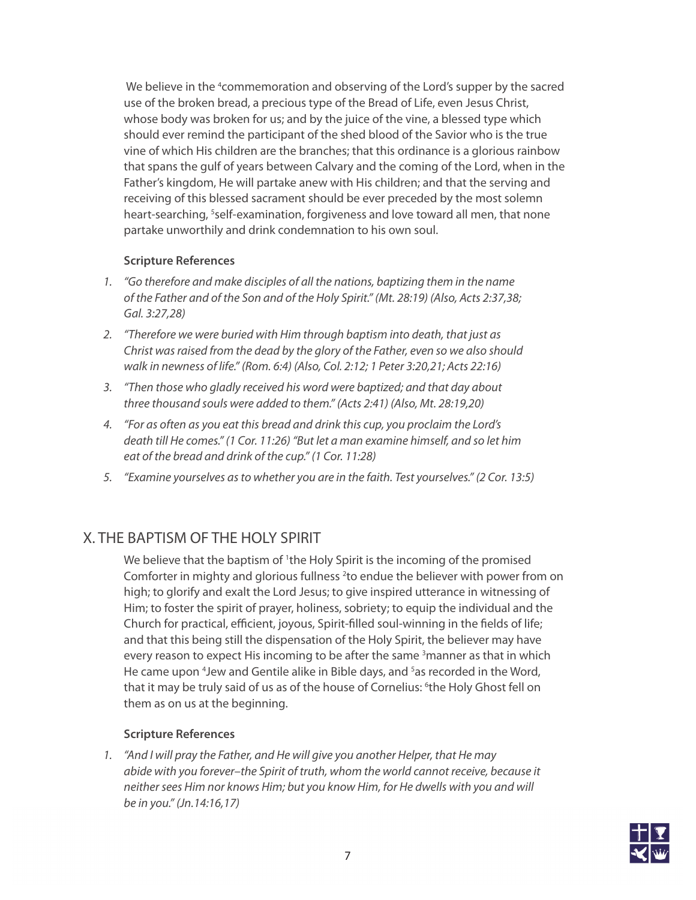We believe in the [4]commemoration and observing of the Lord's supper by the sacred use of the broken bread, a precious type of the Bread of Life, even Jesus Christ, whose body was broken for us; and by the juice of the vine, a blessed type which should ever remind the participant of the shed blood of the Savior who is the true vine of which His children are the branches; that this ordinance is a glorious rainbow that spans the gulf of years between Calvary and the coming of the Lord, when in the Father's kingdom, He will partake anew with His children; and that the serving and receiving of this blessed sacrament should be ever preceded by the most solemn heart-searching, [5]self-examination, forgiveness and love toward all men, that none partake unworthily and drink condemnation to his own soul.

**Scripture References**

1. *"Go therefore and make disciples of all the nations, baptizing them in the name of the Father and of the Son and of the Holy Spirit." (Mt. 28:19) (Also, Acts 2:37,38; Gal. 3:27,28)*
2. *"Therefore we were buried with Him through baptism into death, that just as Christ was raised from the dead by the glory of the Father, even so we also should walk in newness of life." (Rom. 6:4) (Also, Col. 2:12; 1 Peter 3:20,21; Acts 22:16)*
3. *"Then those who gladly received his word were baptized; and that day about three thousand souls were added to them." (Acts 2:41) (Also, Mt. 28:19,20)*
4. *"For as often as you eat this bread and drink this cup, you proclaim the Lord's death till He comes." (1 Cor. 11:26) "But let a man examine himself, and so let him eat of the bread and drink of the cup." (1 Cor. 11:28)*
5. *"Examine yourselves as to whether you are in the faith. Test yourselves." (2 Cor. 13:5)*

## X. THE BAPTISM OF THE HOLY SPIRIT

We believe that the baptism of [1]the Holy Spirit is the incoming of the promised Comforter in mighty and glorious fullness [2]to endue the believer with power from on high; to glorify and exalt the Lord Jesus; to give inspired utterance in witnessing of Him; to foster the spirit of prayer, holiness, sobriety; to equip the individual and the Church for practical, efficient, joyous, Spirit-filled soul-winning in the fields of life; and that this being still the dispensation of the Holy Spirit, the believer may have every reason to expect His incoming to be after the same [3]manner as that in which He came upon [4]Jew and Gentile alike in Bible days, and [5]as recorded in the Word, that it may be truly said of us as of the house of Cornelius: [6]the Holy Ghost fell on them as on us at the beginning.

**Scripture References**

1. *"And I will pray the Father, and He will give you another Helper, that He may abide with you forever–the Spirit of truth, whom the world cannot receive, because it neither sees Him nor knows Him; but you know Him, for He dwells with you and will be in you." (Jn.14:16,17)*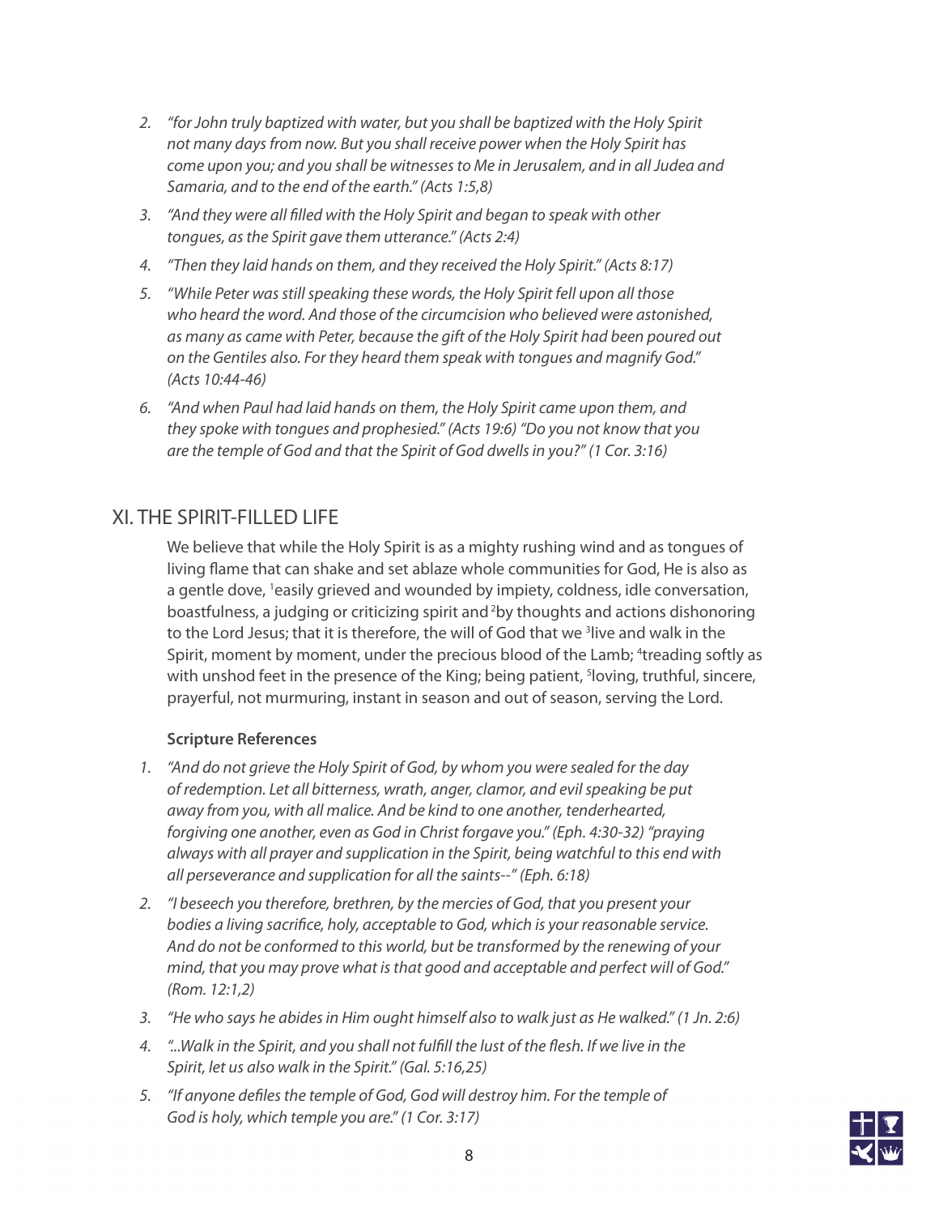2. *"for John truly baptized with water, but you shall be baptized with the Holy Spirit not many days from now. But you shall receive power when the Holy Spirit has come upon you; and you shall be witnesses to Me in Jerusalem, and in all Judea and Samaria, and to the end of the earth." (Acts 1:5,8)*
3. *"And they were all filled with the Holy Spirit and began to speak with other tongues, as the Spirit gave them utterance." (Acts 2:4)*
4. *"Then they laid hands on them, and they received the Holy Spirit." (Acts 8:17)*
5. *"While Peter was still speaking these words, the Holy Spirit fell upon all those who heard the word. And those of the circumcision who believed were astonished, as many as came with Peter, because the gift of the Holy Spirit had been poured out on the Gentiles also. For they heard them speak with tongues and magnify God." (Acts 10:44-46)*
6. *"And when Paul had laid hands on them, the Holy Spirit came upon them, and they spoke with tongues and prophesied." (Acts 19:6) "Do you not know that you are the temple of God and that the Spirit of God dwells in you?" (1 Cor. 3:16)*

## XI. THE SPIRIT-FILLED LIFE

We believe that while the Holy Spirit is as a mighty rushing wind and as tongues of living flame that can shake and set ablaze whole communities for God, He is also as a gentle dove, [1]easily grieved and wounded by impiety, coldness, idle conversation, boastfulness, a judging or criticizing spirit and [2]by thoughts and actions dishonoring to the Lord Jesus; that it is therefore, the will of God that we [3]live and walk in the Spirit, moment by moment, under the precious blood of the Lamb; [4]treading softly as with unshod feet in the presence of the King; being patient, [5]loving, truthful, sincere, prayerful, not murmuring, instant in season and out of season, serving the Lord.

**Scripture References**

1. *"And do not grieve the Holy Spirit of God, by whom you were sealed for the day of redemption. Let all bitterness, wrath, anger, clamor, and evil speaking be put away from you, with all malice. And be kind to one another, tenderhearted, forgiving one another, even as God in Christ forgave you." (Eph. 4:30-32) "praying always with all prayer and supplication in the Spirit, being watchful to this end with all perseverance and supplication for all the saints--" (Eph. 6:18)*
2. *"I beseech you therefore, brethren, by the mercies of God, that you present your bodies a living sacrifice, holy, acceptable to God, which is your reasonable service. And do not be conformed to this world, but be transformed by the renewing of your mind, that you may prove what is that good and acceptable and perfect will of God." (Rom. 12:1,2)*
3. *"He who says he abides in Him ought himself also to walk just as He walked." (1 Jn. 2:6)*
4. *"...Walk in the Spirit, and you shall not fulfill the lust of the flesh. If we live in the Spirit, let us also walk in the Spirit." (Gal. 5:16,25)*
5. *"If anyone defiles the temple of God, God will destroy him. For the temple of God is holy, which temple you are." (1 Cor. 3:17)*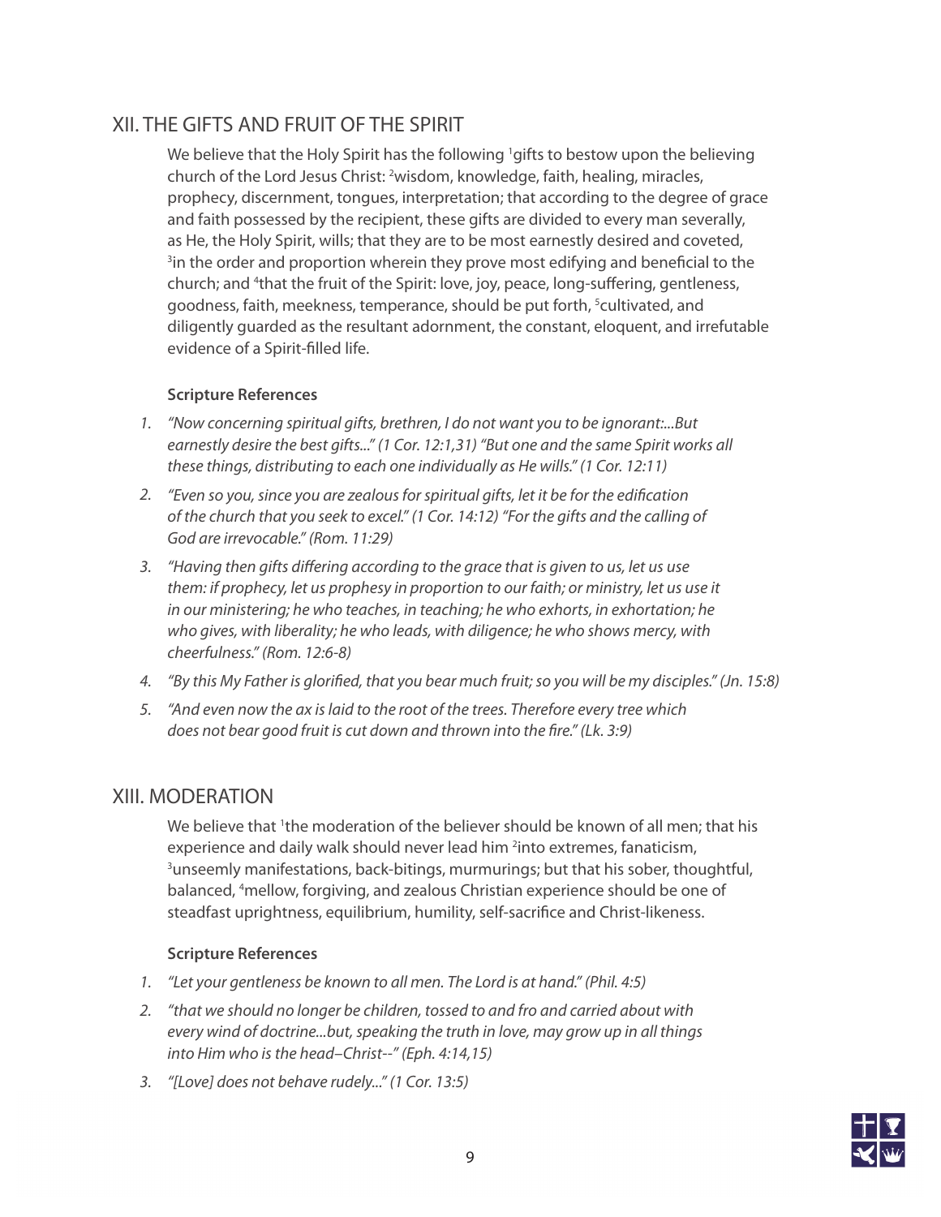## XII. THE GIFTS AND FRUIT OF THE SPIRIT

We believe that the Holy Spirit has the following [1]gifts to bestow upon the believing church of the Lord Jesus Christ: [2]wisdom, knowledge, faith, healing, miracles, prophecy, discernment, tongues, interpretation; that according to the degree of grace and faith possessed by the recipient, these gifts are divided to every man severally, as He, the Holy Spirit, wills; that they are to be most earnestly desired and coveted, [3]in the order and proportion wherein they prove most edifying and beneficial to the church; and [4]that the fruit of the Spirit: love, joy, peace, long-suffering, gentleness, goodness, faith, meekness, temperance, should be put forth, [5]cultivated, and diligently guarded as the resultant adornment, the constant, eloquent, and irrefutable evidence of a Spirit-filled life.

**Scripture References**

1. *"Now concerning spiritual gifts, brethren, I do not want you to be ignorant:...But earnestly desire the best gifts..." (1 Cor. 12:1,31) "But one and the same Spirit works all these things, distributing to each one individually as He wills." (1 Cor. 12:11)*
2. *"Even so you, since you are zealous for spiritual gifts, let it be for the edification of the church that you seek to excel." (1 Cor. 14:12) "For the gifts and the calling of God are irrevocable." (Rom. 11:29)*
3. *"Having then gifts differing according to the grace that is given to us, let us use them: if prophecy, let us prophesy in proportion to our faith; or ministry, let us use it in our ministering; he who teaches, in teaching; he who exhorts, in exhortation; he who gives, with liberality; he who leads, with diligence; he who shows mercy, with cheerfulness." (Rom. 12:6-8)*
4. *"By this My Father is glorified, that you bear much fruit; so you will be my disciples." (Jn. 15:8)*
5. *"And even now the ax is laid to the root of the trees. Therefore every tree which does not bear good fruit is cut down and thrown into the fire." (Lk. 3:9)*

## XIII. MODERATION

We believe that [1]the moderation of the believer should be known of all men; that his experience and daily walk should never lead him [2]into extremes, fanaticism, [3]unseemly manifestations, back-bitings, murmurings; but that his sober, thoughtful, balanced, [4]mellow, forgiving, and zealous Christian experience should be one of steadfast uprightness, equilibrium, humility, self-sacrifice and Christ-likeness.

**Scripture References**

1. *"Let your gentleness be known to all men. The Lord is at hand." (Phil. 4:5)*
2. *"that we should no longer be children, tossed to and fro and carried about with every wind of doctrine...but, speaking the truth in love, may grow up in all things into Him who is the head–Christ--" (Eph. 4:14,15)*
3. *"[Love] does not behave rudely..." (1 Cor. 13:5)*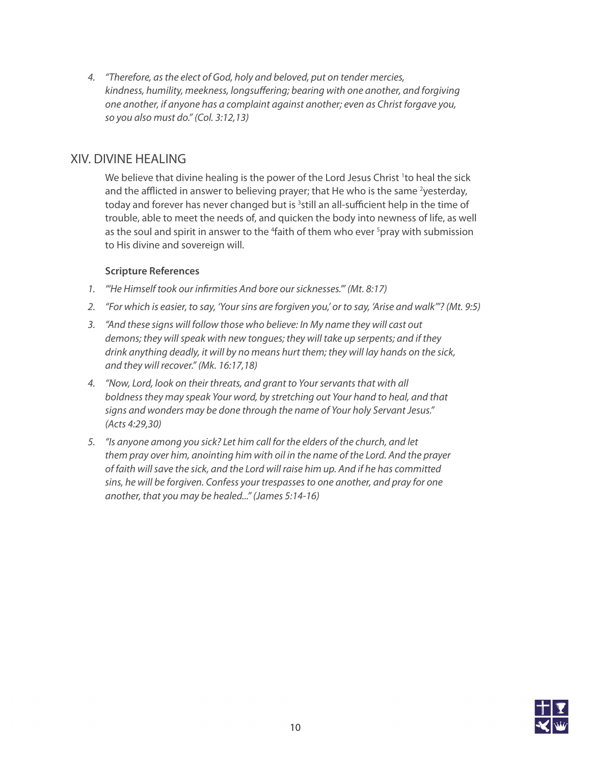4. *"Therefore, as the elect of God, holy and beloved, put on tender mercies, kindness, humility, meekness, longsuffering; bearing with one another, and forgiving one another, if anyone has a complaint against another; even as Christ forgave you, so you also must do." (Col. 3:12,13)*

## XIV. DIVINE HEALING

We believe that divine healing is the power of the Lord Jesus Christ [1]to heal the sick and the afflicted in answer to believing prayer; that He who is the same [2]yesterday, today and forever has never changed but is [3]still an all-sufficient help in the time of trouble, able to meet the needs of, and quicken the body into newness of life, as well as the soul and spirit in answer to the [4]faith of them who ever [5]pray with submission to His divine and sovereign will.

**Scripture References**

1. *"'He Himself took our infirmities And bore our sicknesses.'" (Mt. 8:17)*
2. *"For which is easier, to say, 'Your sins are forgiven you,' or to say, 'Arise and walk'"? (Mt. 9:5)*
3. *"And these signs will follow those who believe: In My name they will cast out demons; they will speak with new tongues; they will take up serpents; and if they drink anything deadly, it will by no means hurt them; they will lay hands on the sick, and they will recover." (Mk. 16:17,18)*
4. *"Now, Lord, look on their threats, and grant to Your servants that with all boldness they may speak Your word, by stretching out Your hand to heal, and that signs and wonders may be done through the name of Your holy Servant Jesus." (Acts 4:29,30)*
5. *"Is anyone among you sick? Let him call for the elders of the church, and let them pray over him, anointing him with oil in the name of the Lord. And the prayer of faith will save the sick, and the Lord will raise him up. And if he has committed sins, he will be forgiven. Confess your trespasses to one another, and pray for one another, that you may be healed..." (James 5:14-16)*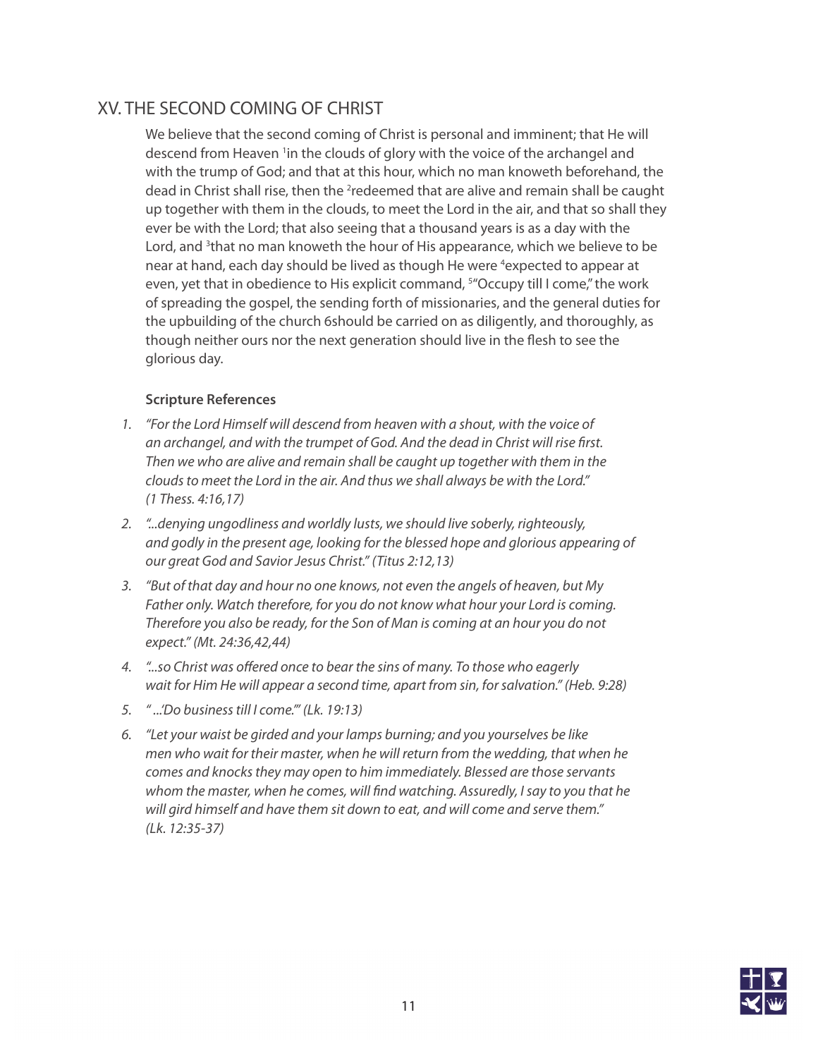## XV. THE SECOND COMING OF CHRIST

We believe that the second coming of Christ is personal and imminent; that He will descend from Heaven [1]in the clouds of glory with the voice of the archangel and with the trump of God; and that at this hour, which no man knoweth beforehand, the dead in Christ shall rise, then the [2]redeemed that are alive and remain shall be caught up together with them in the clouds, to meet the Lord in the air, and that so shall they ever be with the Lord; that also seeing that a thousand years is as a day with the Lord, and [3]that no man knoweth the hour of His appearance, which we believe to be near at hand, each day should be lived as though He were [4]expected to appear at even, yet that in obedience to His explicit command, [5]"Occupy till I come," the work of spreading the gospel, the sending forth of missionaries, and the general duties for the upbuilding of the church 6should be carried on as diligently, and thoroughly, as though neither ours nor the next generation should live in the flesh to see the glorious day.

**Scripture References**

1. *"For the Lord Himself will descend from heaven with a shout, with the voice of an archangel, and with the trumpet of God. And the dead in Christ will rise first. Then we who are alive and remain shall be caught up together with them in the clouds to meet the Lord in the air. And thus we shall always be with the Lord." (1 Thess. 4:16,17)*
2. *"...denying ungodliness and worldly lusts, we should live soberly, righteously, and godly in the present age, looking for the blessed hope and glorious appearing of our great God and Savior Jesus Christ." (Titus 2:12,13)*
3. *"But of that day and hour no one knows, not even the angels of heaven, but My Father only. Watch therefore, for you do not know what hour your Lord is coming. Therefore you also be ready, for the Son of Man is coming at an hour you do not expect." (Mt. 24:36,42,44)*
4. *"...so Christ was offered once to bear the sins of many. To those who eagerly wait for Him He will appear a second time, apart from sin, for salvation." (Heb. 9:28)*
5. *" ...'Do business till I come.'" (Lk. 19:13)*
6. *"Let your waist be girded and your lamps burning; and you yourselves be like men who wait for their master, when he will return from the wedding, that when he comes and knocks they may open to him immediately. Blessed are those servants whom the master, when he comes, will find watching. Assuredly, I say to you that he will gird himself and have them sit down to eat, and will come and serve them." (Lk. 12:35-37)*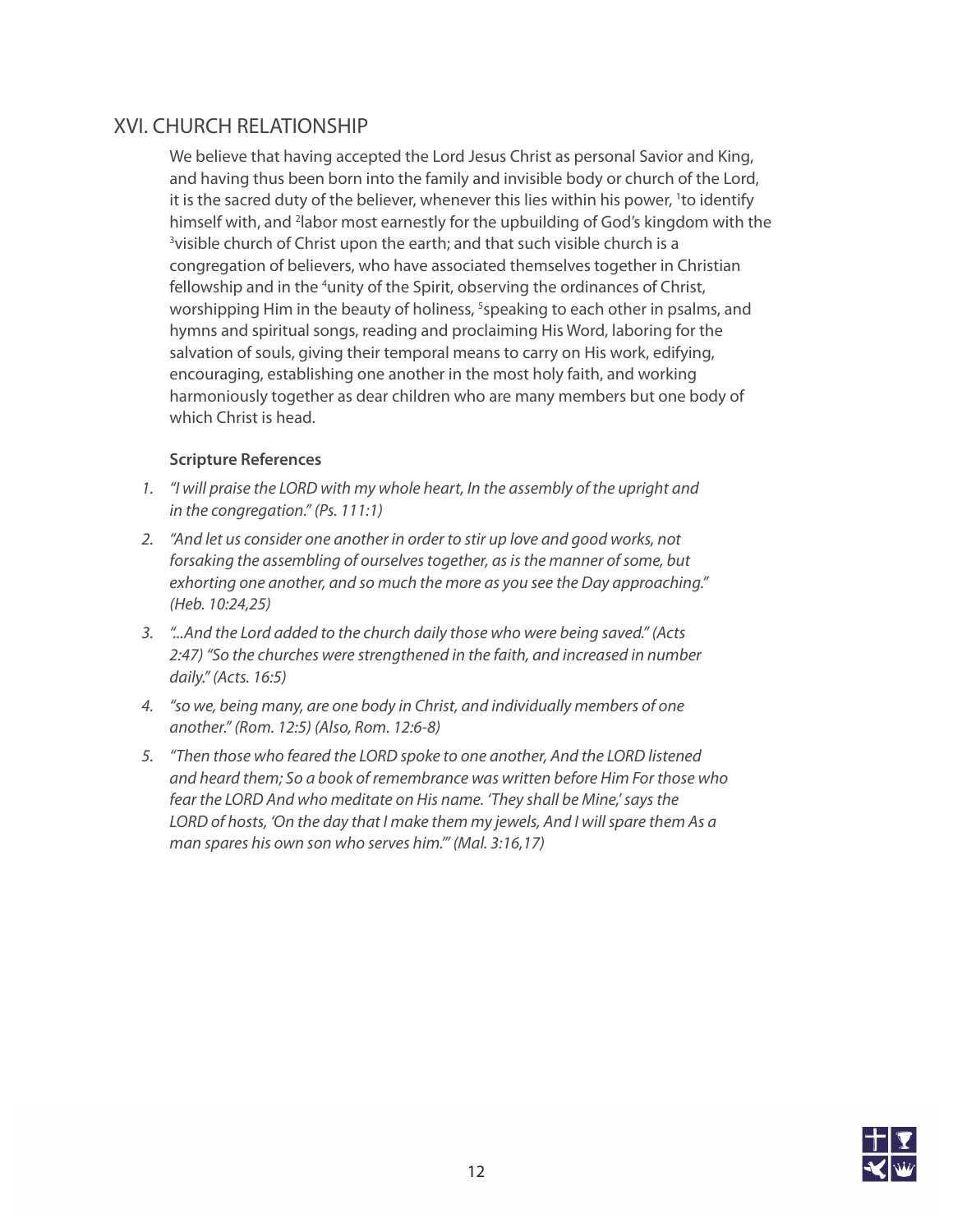## XVI. CHURCH RELATIONSHIP

We believe that having accepted the Lord Jesus Christ as personal Savior and King, and having thus been born into the family and invisible body or church of the Lord, it is the sacred duty of the believer, whenever this lies within his power, [1]to identify himself with, and [2]labor most earnestly for the upbuilding of God's kingdom with the [3]visible church of Christ upon the earth; and that such visible church is a congregation of believers, who have associated themselves together in Christian fellowship and in the [4]unity of the Spirit, observing the ordinances of Christ, worshipping Him in the beauty of holiness, [5]speaking to each other in psalms, and hymns and spiritual songs, reading and proclaiming His Word, laboring for the salvation of souls, giving their temporal means to carry on His work, edifying, encouraging, establishing one another in the most holy faith, and working harmoniously together as dear children who are many members but one body of which Christ is head.

**Scripture References**

1. *"I will praise the LORD with my whole heart, In the assembly of the upright and in the congregation." (Ps. 111:1)*
2. *"And let us consider one another in order to stir up love and good works, not forsaking the assembling of ourselves together, as is the manner of some, but exhorting one another, and so much the more as you see the Day approaching." (Heb. 10:24,25)*
3. *"...And the Lord added to the church daily those who were being saved." (Acts 2:47) "So the churches were strengthened in the faith, and increased in number daily." (Acts. 16:5)*
4. *"so we, being many, are one body in Christ, and individually members of one another." (Rom. 12:5) (Also, Rom. 12:6-8)*
5. *"Then those who feared the LORD spoke to one another, And the LORD listened and heard them; So a book of remembrance was written before Him For those who fear the LORD And who meditate on His name. 'They shall be Mine,' says the LORD of hosts, 'On the day that I make them my jewels, And I will spare them As a man spares his own son who serves him.'" (Mal. 3:16,17)*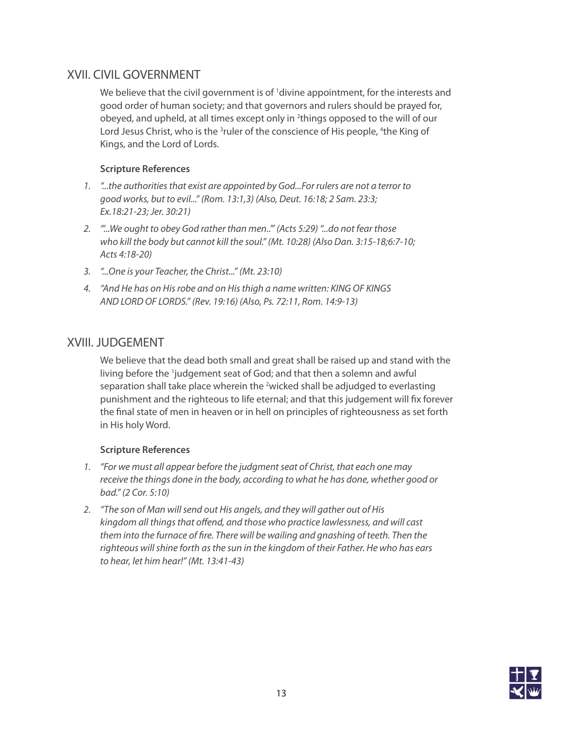## XVII. CIVIL GOVERNMENT

We believe that the civil government is of [1]divine appointment, for the interests and good order of human society; and that governors and rulers should be prayed for, obeyed, and upheld, at all times except only in [2]things opposed to the will of our Lord Jesus Christ, who is the [3]ruler of the conscience of His people, [4]the King of Kings, and the Lord of Lords.

**Scripture References**

1. *"...the authorities that exist are appointed by God...For rulers are not a terror to good works, but to evil..." (Rom. 13:1,3) (Also, Deut. 16:18; 2 Sam. 23:3; Ex.18:21-23; Jer. 30:21)*
2. *"'...We ought to obey God rather than men..'" (Acts 5:29) "...do not fear those who kill the body but cannot kill the soul." (Mt. 10:28) (Also Dan. 3:15-18;6:7-10; Acts 4:18-20)*
3. *"...One is your Teacher, the Christ..." (Mt. 23:10)*
4. *"And He has on His robe and on His thigh a name written: KING OF KINGS AND LORD OF LORDS." (Rev. 19:16) (Also, Ps. 72:11, Rom. 14:9-13)*

## XVIII. JUDGEMENT

We believe that the dead both small and great shall be raised up and stand with the living before the [1]judgement seat of God; and that then a solemn and awful separation shall take place wherein the [2]wicked shall be adjudged to everlasting punishment and the righteous to life eternal; and that this judgement will fix forever the final state of men in heaven or in hell on principles of righteousness as set forth in His holy Word.

**Scripture References**

1. *"For we must all appear before the judgment seat of Christ, that each one may receive the things done in the body, according to what he has done, whether good or bad." (2 Cor. 5:10)*
2. *"The son of Man will send out His angels, and they will gather out of His kingdom all things that offend, and those who practice lawlessness, and will cast them into the furnace of fire. There will be wailing and gnashing of teeth. Then the righteous will shine forth as the sun in the kingdom of their Father. He who has ears to hear, let him hear!" (Mt. 13:41-43)*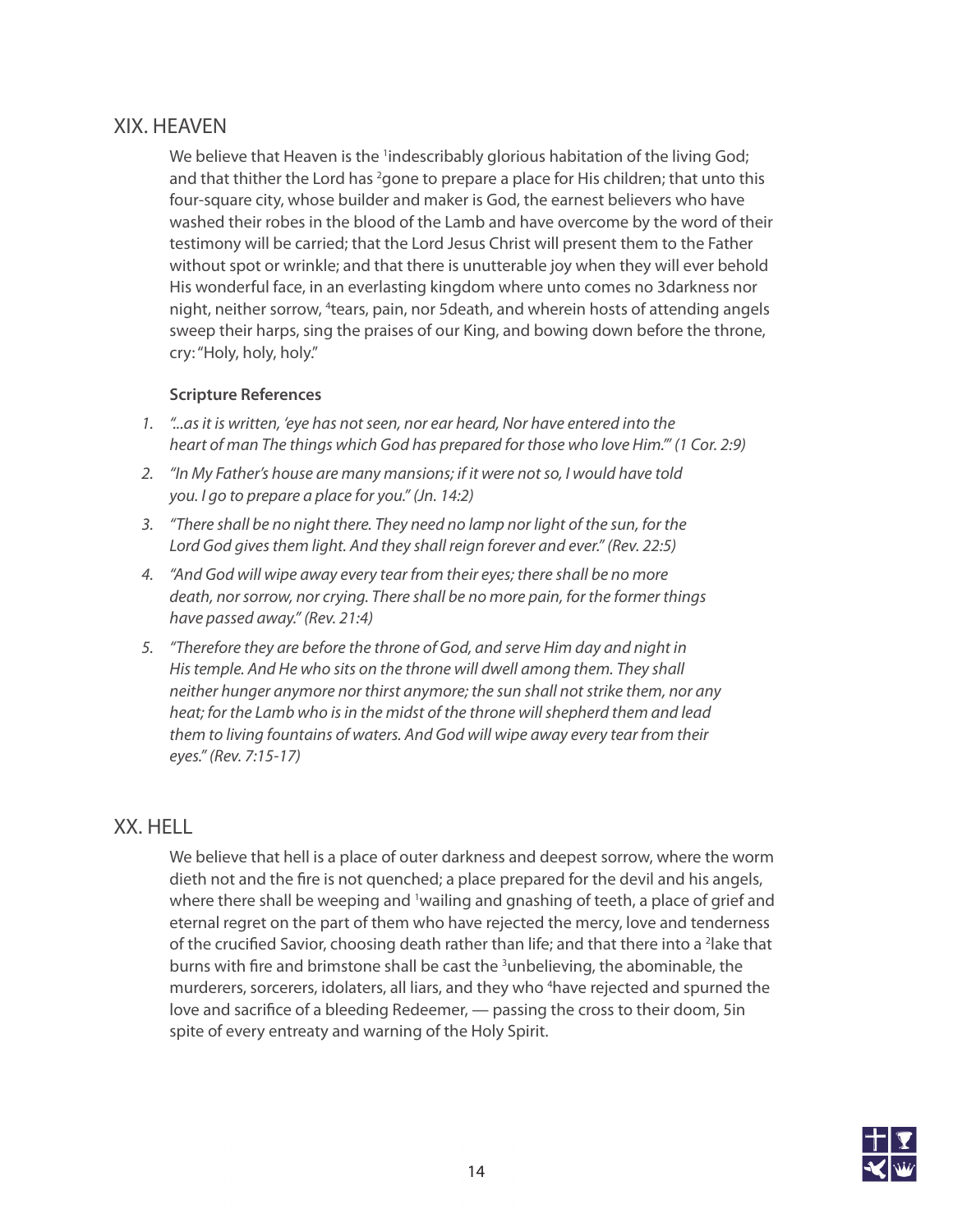## XIX. HEAVEN

We believe that Heaven is the [1]indescribably glorious habitation of the living God; and that thither the Lord has [2]gone to prepare a place for His children; that unto this four-square city, whose builder and maker is God, the earnest believers who have washed their robes in the blood of the Lamb and have overcome by the word of their testimony will be carried; that the Lord Jesus Christ will present them to the Father without spot or wrinkle; and that there is unutterable joy when they will ever behold His wonderful face, in an everlasting kingdom where unto comes no 3darkness nor night, neither sorrow, [4]tears, pain, nor 5death, and wherein hosts of attending angels sweep their harps, sing the praises of our King, and bowing down before the throne, cry: "Holy, holy, holy."

**Scripture References**

1. *"...as it is written, 'eye has not seen, nor ear heard, Nor have entered into the heart of man The things which God has prepared for those who love Him.'" (1 Cor. 2:9)*
2. *"In My Father's house are many mansions; if it were not so, I would have told you. I go to prepare a place for you." (Jn. 14:2)*
3. *"There shall be no night there. They need no lamp nor light of the sun, for the Lord God gives them light. And they shall reign forever and ever." (Rev. 22:5)*
4. *"And God will wipe away every tear from their eyes; there shall be no more death, nor sorrow, nor crying. There shall be no more pain, for the former things have passed away." (Rev. 21:4)*
5. *"Therefore they are before the throne of God, and serve Him day and night in His temple. And He who sits on the throne will dwell among them. They shall neither hunger anymore nor thirst anymore; the sun shall not strike them, nor any heat; for the Lamb who is in the midst of the throne will shepherd them and lead them to living fountains of waters. And God will wipe away every tear from their eyes." (Rev. 7:15-17)*

## XX. HELL

We believe that hell is a place of outer darkness and deepest sorrow, where the worm dieth not and the fire is not quenched; a place prepared for the devil and his angels, where there shall be weeping and [1]wailing and gnashing of teeth, a place of grief and eternal regret on the part of them who have rejected the mercy, love and tenderness of the crucified Savior, choosing death rather than life; and that there into a [2]lake that burns with fire and brimstone shall be cast the [3]unbelieving, the abominable, the murderers, sorcerers, idolaters, all liars, and they who [4]have rejected and spurned the love and sacrifice of a bleeding Redeemer, — passing the cross to their doom, 5in spite of every entreaty and warning of the Holy Spirit.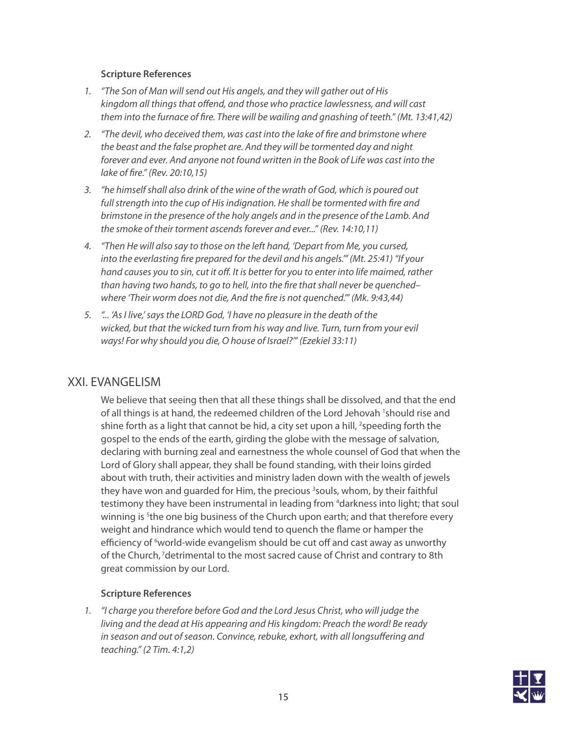**Scripture References**

1. *"The Son of Man will send out His angels, and they will gather out of His kingdom all things that offend, and those who practice lawlessness, and will cast them into the furnace of fire. There will be wailing and gnashing of teeth." (Mt. 13:41,42)*
2. *"The devil, who deceived them, was cast into the lake of fire and brimstone where the beast and the false prophet are. And they will be tormented day and night forever and ever. And anyone not found written in the Book of Life was cast into the lake of fire." (Rev. 20:10,15)*
3. *"he himself shall also drink of the wine of the wrath of God, which is poured out full strength into the cup of His indignation. He shall be tormented with fire and brimstone in the presence of the holy angels and in the presence of the Lamb. And the smoke of their torment ascends forever and ever..." (Rev. 14:10,11)*
4. *"Then He will also say to those on the left hand, 'Depart from Me, you cursed, into the everlasting fire prepared for the devil and his angels.'" (Mt. 25:41) "If your hand causes you to sin, cut it off. It is better for you to enter into life maimed, rather than having two hands, to go to hell, into the fire that shall never be quenched– where 'Their worm does not die, And the fire is not quenched.'" (Mk. 9:43,44)*
5. *"... 'As I live,' says the LORD God, 'I have no pleasure in the death of the wicked, but that the wicked turn from his way and live. Turn, turn from your evil ways! For why should you die, O house of Israel?'" (Ezekiel 33:11)*

## XXI. EVANGELISM

We believe that seeing then that all these things shall be dissolved, and that the end of all things is at hand, the redeemed children of the Lord Jehovah [1]should rise and shine forth as a light that cannot be hid, a city set upon a hill, [2]speeding forth the gospel to the ends of the earth, girding the globe with the message of salvation, declaring with burning zeal and earnestness the whole counsel of God that when the Lord of Glory shall appear, they shall be found standing, with their loins girded about with truth, their activities and ministry laden down with the wealth of jewels they have won and guarded for Him, the precious [3]souls, whom, by their faithful testimony they have been instrumental in leading from [4]darkness into light; that soul winning is [5]the one big business of the Church upon earth; and that therefore every weight and hindrance which would tend to quench the flame or hamper the efficiency of [6]world-wide evangelism should be cut off and cast away as unworthy of the Church, [7]detrimental to the most sacred cause of Christ and contrary to 8th great commission by our Lord.

**Scripture References**

1. *"I charge you therefore before God and the Lord Jesus Christ, who will judge the living and the dead at His appearing and His kingdom: Preach the word! Be ready in season and out of season. Convince, rebuke, exhort, with all longsuffering and teaching." (2 Tim. 4:1,2)*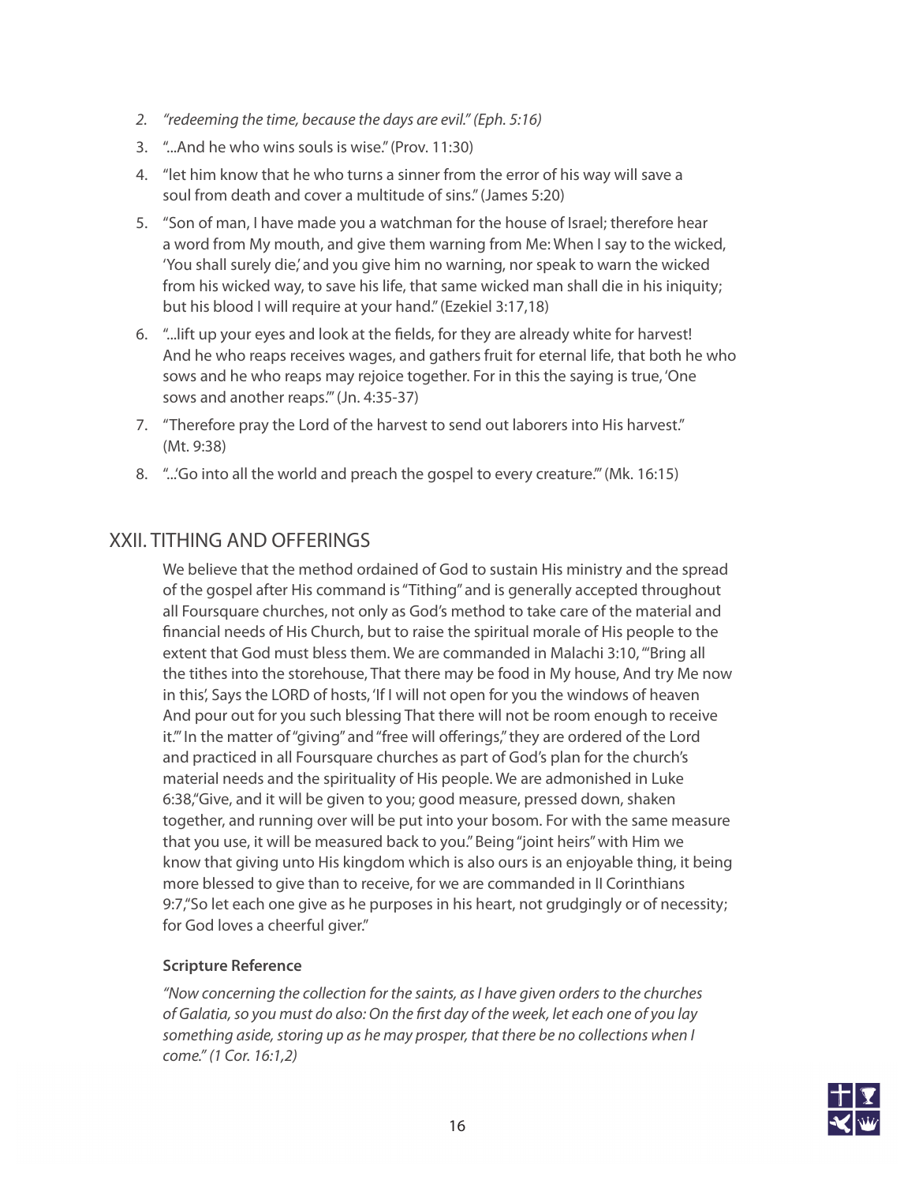2. *"redeeming the time, because the days are evil." (Eph. 5:16)*
3. "...And he who wins souls is wise." (Prov. 11:30)
4. "let him know that he who turns a sinner from the error of his way will save a soul from death and cover a multitude of sins." (James 5:20)
5. "Son of man, I have made you a watchman for the house of Israel; therefore hear a word from My mouth, and give them warning from Me: When I say to the wicked, 'You shall surely die,' and you give him no warning, nor speak to warn the wicked from his wicked way, to save his life, that same wicked man shall die in his iniquity; but his blood I will require at your hand." (Ezekiel 3:17,18)
6. "...lift up your eyes and look at the fields, for they are already white for harvest! And he who reaps receives wages, and gathers fruit for eternal life, that both he who sows and he who reaps may rejoice together. For in this the saying is true, 'One sows and another reaps.'" (Jn. 4:35-37)
7. "Therefore pray the Lord of the harvest to send out laborers into His harvest." (Mt. 9:38)
8. "...'Go into all the world and preach the gospel to every creature.'" (Mk. 16:15)

## XXII. TITHING AND OFFERINGS

We believe that the method ordained of God to sustain His ministry and the spread of the gospel after His command is "Tithing" and is generally accepted throughout all Foursquare churches, not only as God's method to take care of the material and financial needs of His Church, but to raise the spiritual morale of His people to the extent that God must bless them. We are commanded in Malachi 3:10, "'Bring all the tithes into the storehouse, That there may be food in My house, And try Me now in this', Says the LORD of hosts, 'If I will not open for you the windows of heaven And pour out for you such blessing That there will not be room enough to receive it.'" In the matter of "giving" and "free will offerings," they are ordered of the Lord and practiced in all Foursquare churches as part of God's plan for the church's material needs and the spirituality of His people. We are admonished in Luke 6:38,"Give, and it will be given to you; good measure, pressed down, shaken together, and running over will be put into your bosom. For with the same measure that you use, it will be measured back to you." Being "joint heirs" with Him we know that giving unto His kingdom which is also ours is an enjoyable thing, it being more blessed to give than to receive, for we are commanded in II Corinthians 9:7,"So let each one give as he purposes in his heart, not grudgingly or of necessity; for God loves a cheerful giver."

**Scripture Reference**

*"Now concerning the collection for the saints, as I have given orders to the churches of Galatia, so you must do also: On the first day of the week, let each one of you lay something aside, storing up as he may prosper, that there be no collections when I come." (1 Cor. 16:1,2)*